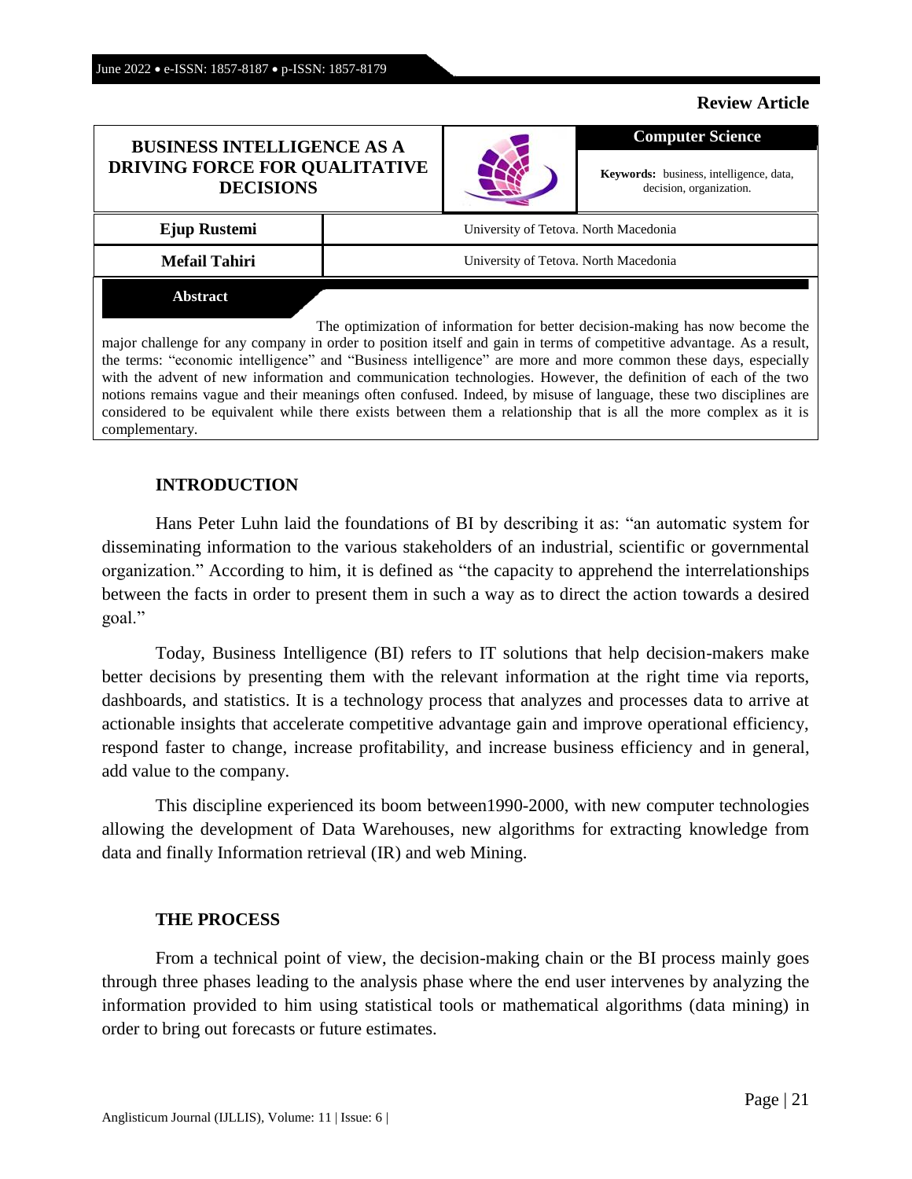**Review Article**

# BUSINESS INTELLIGENCE AS A DRIVING FORCE FOR QUALITATIVE DECISIONS

**Computer Science**

**Keywords:** business, intelligence, data, decision, organization.

| **Ejup Rustemi** | University of Tetova. North Macedonia |
|---|---|
| **Mefail Tahiri** | University of Tetova. North Macedonia |

**Abstract**

The optimization of information for better decision-making has now become the major challenge for any company in order to position itself and gain in terms of competitive advantage. As a result, the terms: "economic intelligence" and "Business intelligence" are more and more common these days, especially with the advent of new information and communication technologies. However, the definition of each of the two notions remains vague and their meanings often confused. Indeed, by misuse of language, these two disciplines are considered to be equivalent while there exists between them a relationship that is all the more complex as it is complementary.

## INTRODUCTION

Hans Peter Luhn laid the foundations of BI by describing it as: "an automatic system for disseminating information to the various stakeholders of an industrial, scientific or governmental organization." According to him, it is defined as "the capacity to apprehend the interrelationships between the facts in order to present them in such a way as to direct the action towards a desired goal."

Today, Business Intelligence (BI) refers to IT solutions that help decision-makers make better decisions by presenting them with the relevant information at the right time via reports, dashboards, and statistics. It is a technology process that analyzes and processes data to arrive at actionable insights that accelerate competitive advantage gain and improve operational efficiency, respond faster to change, increase profitability, and increase business efficiency and in general, add value to the company.

This discipline experienced its boom between1990-2000, with new computer technologies allowing the development of Data Warehouses, new algorithms for extracting knowledge from data and finally Information retrieval (IR) and web Mining.

## THE PROCESS

From a technical point of view, the decision-making chain or the BI process mainly goes through three phases leading to the analysis phase where the end user intervenes by analyzing the information provided to him using statistical tools or mathematical algorithms (data mining) in order to bring out forecasts or future estimates.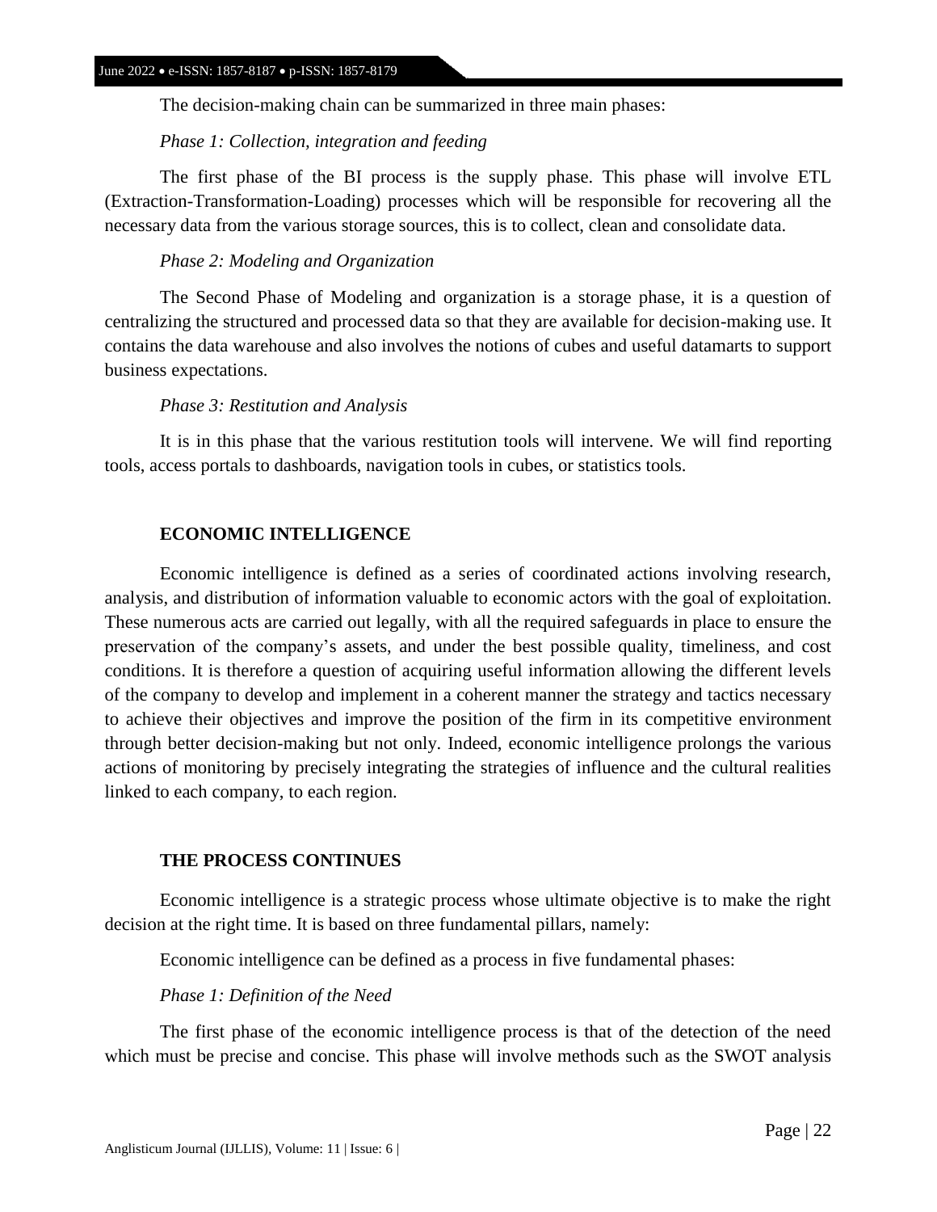The decision-making chain can be summarized in three main phases:

*Phase 1: Collection, integration and feeding*

The first phase of the BI process is the supply phase. This phase will involve ETL (Extraction-Transformation-Loading) processes which will be responsible for recovering all the necessary data from the various storage sources, this is to collect, clean and consolidate data.

*Phase 2: Modeling and Organization*

The Second Phase of Modeling and organization is a storage phase, it is a question of centralizing the structured and processed data so that they are available for decision-making use. It contains the data warehouse and also involves the notions of cubes and useful datamarts to support business expectations.

*Phase 3: Restitution and Analysis*

It is in this phase that the various restitution tools will intervene. We will find reporting tools, access portals to dashboards, navigation tools in cubes, or statistics tools.

## ECONOMIC INTELLIGENCE

Economic intelligence is defined as a series of coordinated actions involving research, analysis, and distribution of information valuable to economic actors with the goal of exploitation. These numerous acts are carried out legally, with all the required safeguards in place to ensure the preservation of the company's assets, and under the best possible quality, timeliness, and cost conditions. It is therefore a question of acquiring useful information allowing the different levels of the company to develop and implement in a coherent manner the strategy and tactics necessary to achieve their objectives and improve the position of the firm in its competitive environment through better decision-making but not only. Indeed, economic intelligence prolongs the various actions of monitoring by precisely integrating the strategies of influence and the cultural realities linked to each company, to each region.

## THE PROCESS CONTINUES

Economic intelligence is a strategic process whose ultimate objective is to make the right decision at the right time. It is based on three fundamental pillars, namely:

Economic intelligence can be defined as a process in five fundamental phases:

*Phase 1: Definition of the Need*

The first phase of the economic intelligence process is that of the detection of the need which must be precise and concise. This phase will involve methods such as the SWOT analysis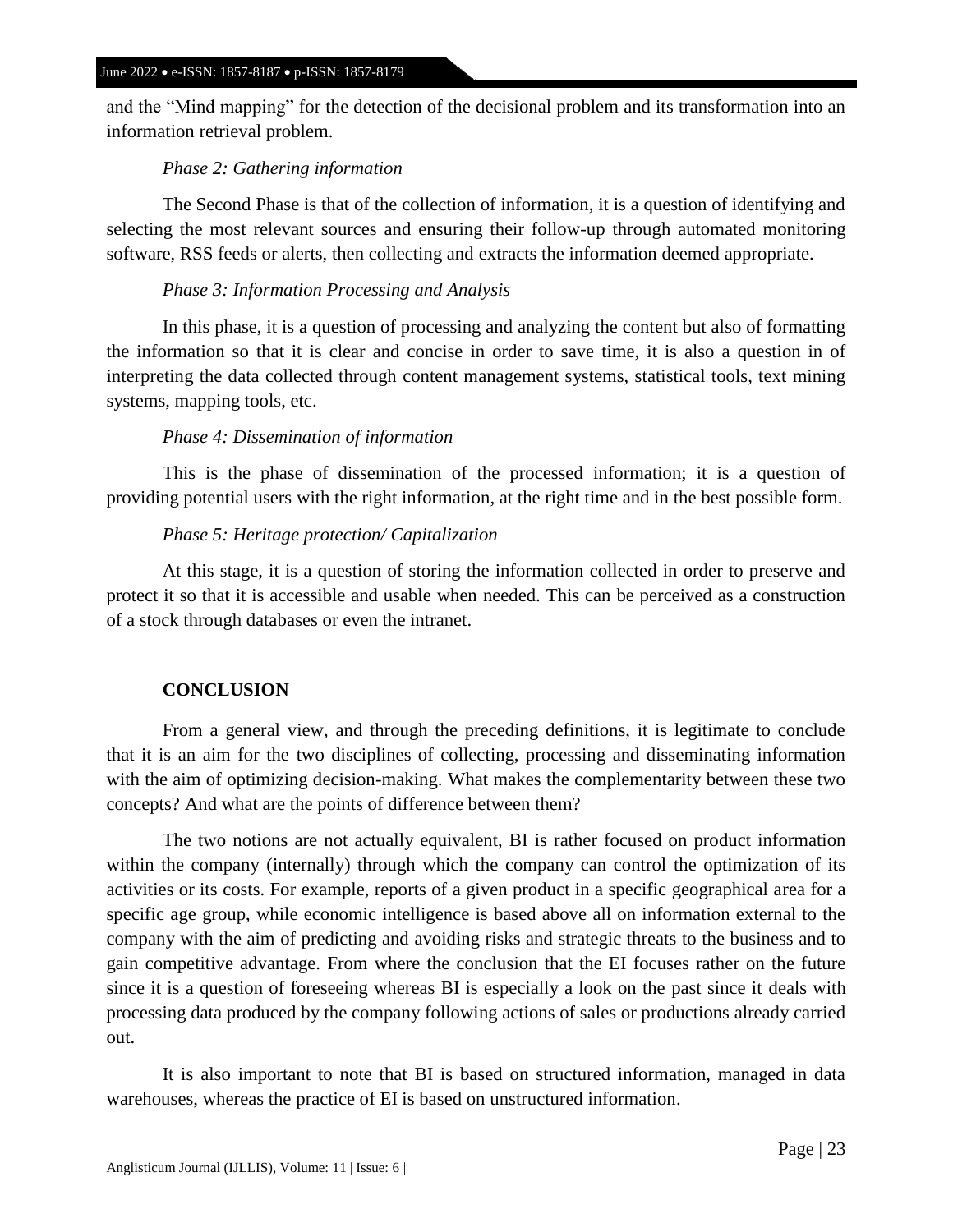and the "Mind mapping" for the detection of the decisional problem and its transformation into an information retrieval problem.

*Phase 2: Gathering information*

The Second Phase is that of the collection of information, it is a question of identifying and selecting the most relevant sources and ensuring their follow-up through automated monitoring software, RSS feeds or alerts, then collecting and extracts the information deemed appropriate.

*Phase 3: Information Processing and Analysis*

In this phase, it is a question of processing and analyzing the content but also of formatting the information so that it is clear and concise in order to save time, it is also a question in of interpreting the data collected through content management systems, statistical tools, text mining systems, mapping tools, etc.

*Phase 4: Dissemination of information*

This is the phase of dissemination of the processed information; it is a question of providing potential users with the right information, at the right time and in the best possible form.

*Phase 5: Heritage protection/ Capitalization*

At this stage, it is a question of storing the information collected in order to preserve and protect it so that it is accessible and usable when needed. This can be perceived as a construction of a stock through databases or even the intranet.

## CONCLUSION

From a general view, and through the preceding definitions, it is legitimate to conclude that it is an aim for the two disciplines of collecting, processing and disseminating information with the aim of optimizing decision-making. What makes the complementarity between these two concepts? And what are the points of difference between them?

The two notions are not actually equivalent, BI is rather focused on product information within the company (internally) through which the company can control the optimization of its activities or its costs. For example, reports of a given product in a specific geographical area for a specific age group, while economic intelligence is based above all on information external to the company with the aim of predicting and avoiding risks and strategic threats to the business and to gain competitive advantage. From where the conclusion that the EI focuses rather on the future since it is a question of foreseeing whereas BI is especially a look on the past since it deals with processing data produced by the company following actions of sales or productions already carried out.

It is also important to note that BI is based on structured information, managed in data warehouses, whereas the practice of EI is based on unstructured information.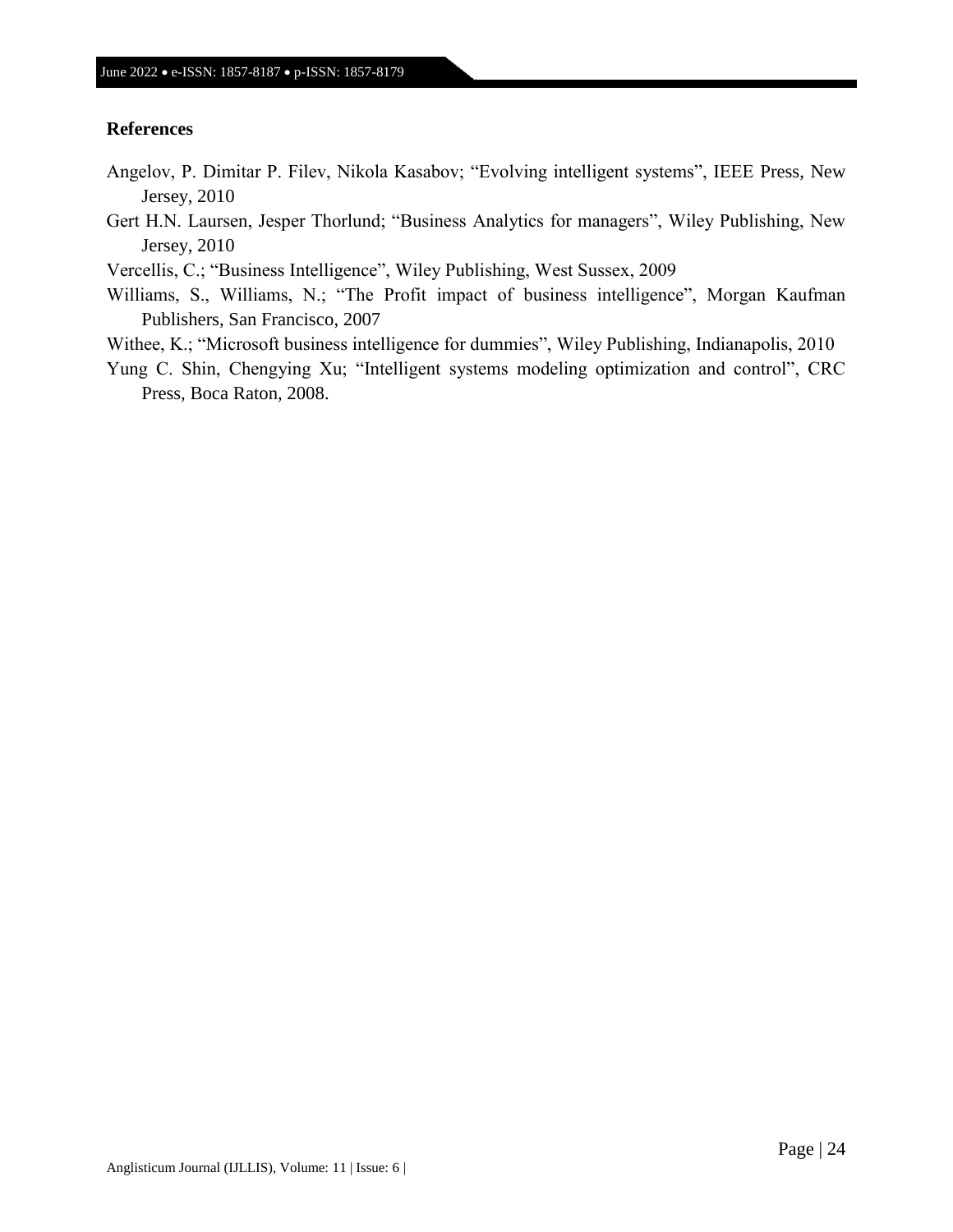## References

Angelov, P. Dimitar P. Filev, Nikola Kasabov; "Evolving intelligent systems", IEEE Press, New Jersey, 2010

Gert H.N. Laursen, Jesper Thorlund; "Business Analytics for managers", Wiley Publishing, New Jersey, 2010

Vercellis, C.; "Business Intelligence", Wiley Publishing, West Sussex, 2009

Williams, S., Williams, N.; "The Profit impact of business intelligence", Morgan Kaufman Publishers, San Francisco, 2007

Withee, K.; "Microsoft business intelligence for dummies", Wiley Publishing, Indianapolis, 2010

Yung C. Shin, Chengying Xu; "Intelligent systems modeling optimization and control", CRC Press, Boca Raton, 2008.